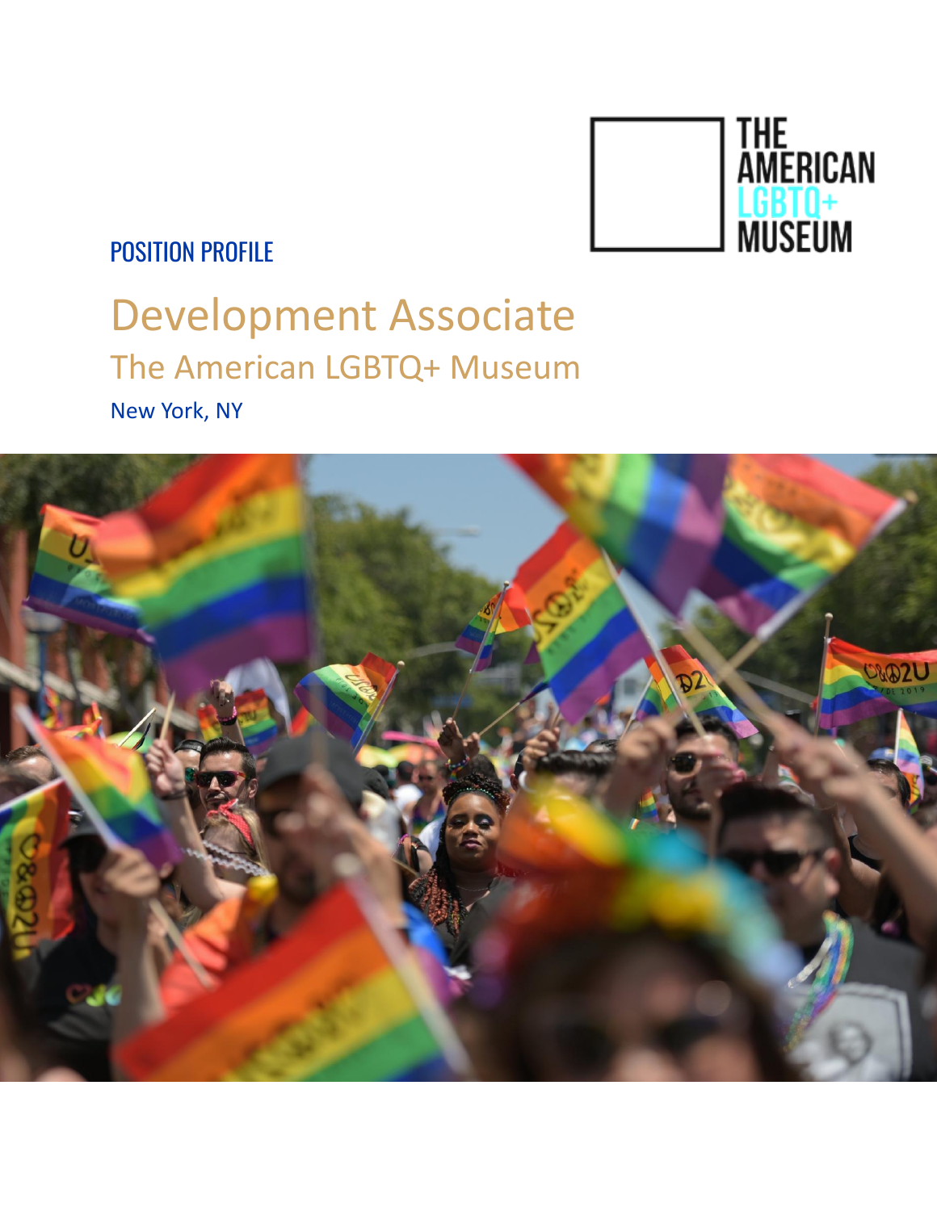THE AMERICAN LGBTQ+ MUSEUM

POSITION PROFILE

# Development Associate

## The American LGBTQ+ Museum

New York, NY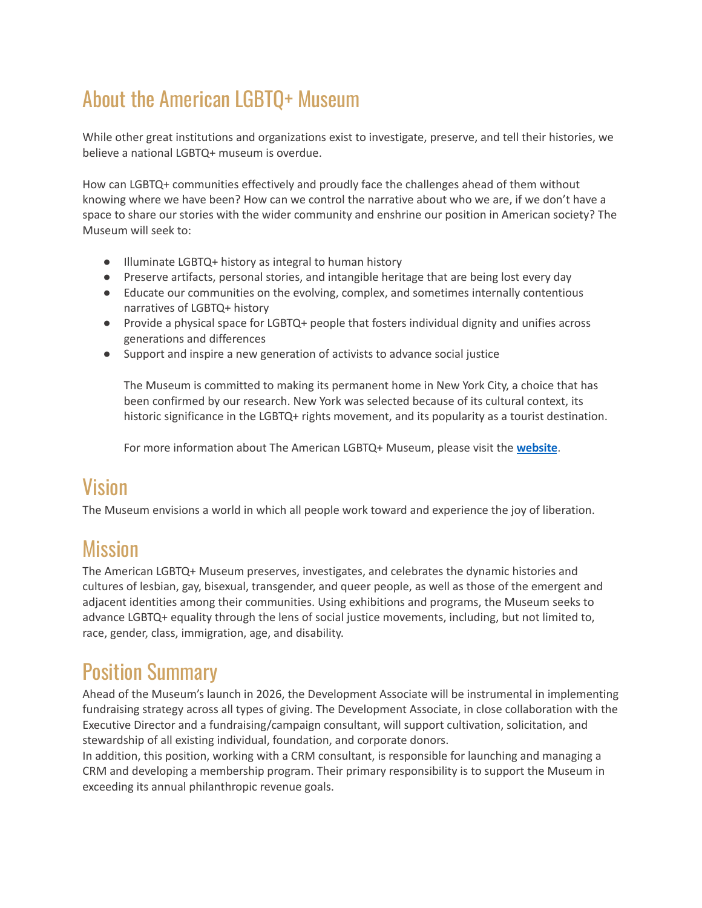## About the American LGBTQ+ Museum

While other great institutions and organizations exist to investigate, preserve, and tell their histories, we believe a national LGBTQ+ museum is overdue.

How can LGBTQ+ communities effectively and proudly face the challenges ahead of them without knowing where we have been? How can we control the narrative about who we are, if we don't have a space to share our stories with the wider community and enshrine our position in American society? The Museum will seek to:

- Illuminate LGBTQ+ history as integral to human history
- Preserve artifacts, personal stories, and intangible heritage that are being lost every day
- Educate our communities on the evolving, complex, and sometimes internally contentious narratives of LGBTQ+ history
- Provide a physical space for LGBTQ+ people that fosters individual dignity and unifies across generations and differences
- Support and inspire a new generation of activists to advance social justice

The Museum is committed to making its permanent home in New York City, a choice that has been confirmed by our research. New York was selected because of its cultural context, its historic significance in the LGBTQ+ rights movement, and its popularity as a tourist destination.

For more information about The American LGBTQ+ Museum, please visit the **website**.

## Vision

The Museum envisions a world in which all people work toward and experience the joy of liberation.

## Mission

The American LGBTQ+ Museum preserves, investigates, and celebrates the dynamic histories and cultures of lesbian, gay, bisexual, transgender, and queer people, as well as those of the emergent and adjacent identities among their communities. Using exhibitions and programs, the Museum seeks to advance LGBTQ+ equality through the lens of social justice movements, including, but not limited to, race, gender, class, immigration, age, and disability.

## Position Summary

Ahead of the Museum's launch in 2026, the Development Associate will be instrumental in implementing fundraising strategy across all types of giving. The Development Associate, in close collaboration with the Executive Director and a fundraising/campaign consultant, will support cultivation, solicitation, and stewardship of all existing individual, foundation, and corporate donors.

In addition, this position, working with a CRM consultant, is responsible for launching and managing a CRM and developing a membership program. Their primary responsibility is to support the Museum in exceeding its annual philanthropic revenue goals.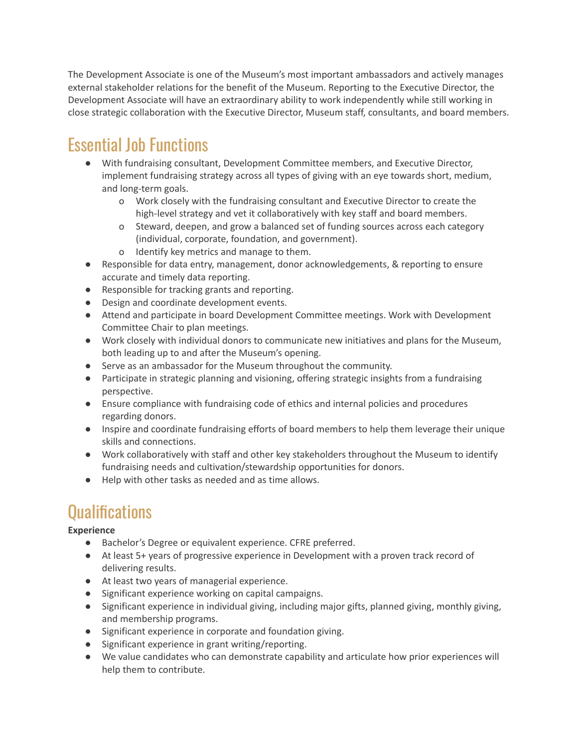The Development Associate is one of the Museum's most important ambassadors and actively manages external stakeholder relations for the benefit of the Museum. Reporting to the Executive Director, the Development Associate will have an extraordinary ability to work independently while still working in close strategic collaboration with the Executive Director, Museum staff, consultants, and board members.

## Essential Job Functions

- With fundraising consultant, Development Committee members, and Executive Director, implement fundraising strategy across all types of giving with an eye towards short, medium, and long-term goals.
    - Work closely with the fundraising consultant and Executive Director to create the high-level strategy and vet it collaboratively with key staff and board members.
    - Steward, deepen, and grow a balanced set of funding sources across each category (individual, corporate, foundation, and government).
    - Identify key metrics and manage to them.
- Responsible for data entry, management, donor acknowledgements, & reporting to ensure accurate and timely data reporting.
- Responsible for tracking grants and reporting.
- Design and coordinate development events.
- Attend and participate in board Development Committee meetings. Work with Development Committee Chair to plan meetings.
- Work closely with individual donors to communicate new initiatives and plans for the Museum, both leading up to and after the Museum's opening.
- Serve as an ambassador for the Museum throughout the community.
- Participate in strategic planning and visioning, offering strategic insights from a fundraising perspective.
- Ensure compliance with fundraising code of ethics and internal policies and procedures regarding donors.
- Inspire and coordinate fundraising efforts of board members to help them leverage their unique skills and connections.
- Work collaboratively with staff and other key stakeholders throughout the Museum to identify fundraising needs and cultivation/stewardship opportunities for donors.
- Help with other tasks as needed and as time allows.

## Qualifications

**Experience**

- Bachelor's Degree or equivalent experience. CFRE preferred.
- At least 5+ years of progressive experience in Development with a proven track record of delivering results.
- At least two years of managerial experience.
- Significant experience working on capital campaigns.
- Significant experience in individual giving, including major gifts, planned giving, monthly giving, and membership programs.
- Significant experience in corporate and foundation giving.
- Significant experience in grant writing/reporting.
- We value candidates who can demonstrate capability and articulate how prior experiences will help them to contribute.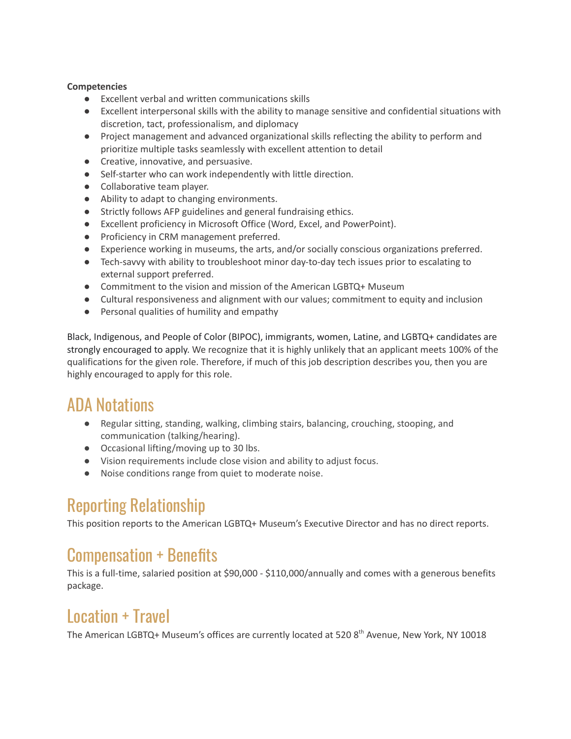**Competencies**

- Excellent verbal and written communications skills
- Excellent interpersonal skills with the ability to manage sensitive and confidential situations with discretion, tact, professionalism, and diplomacy
- Project management and advanced organizational skills reflecting the ability to perform and prioritize multiple tasks seamlessly with excellent attention to detail
- Creative, innovative, and persuasive.
- Self-starter who can work independently with little direction.
- Collaborative team player.
- Ability to adapt to changing environments.
- Strictly follows AFP guidelines and general fundraising ethics.
- Excellent proficiency in Microsoft Office (Word, Excel, and PowerPoint).
- Proficiency in CRM management preferred.
- Experience working in museums, the arts, and/or socially conscious organizations preferred.
- Tech-savvy with ability to troubleshoot minor day-to-day tech issues prior to escalating to external support preferred.
- Commitment to the vision and mission of the American LGBTQ+ Museum
- Cultural responsiveness and alignment with our values; commitment to equity and inclusion
- Personal qualities of humility and empathy

Black, Indigenous, and People of Color (BIPOC), immigrants, women, Latine, and LGBTQ+ candidates are strongly encouraged to apply. We recognize that it is highly unlikely that an applicant meets 100% of the qualifications for the given role. Therefore, if much of this job description describes you, then you are highly encouraged to apply for this role.

## ADA Notations

- Regular sitting, standing, walking, climbing stairs, balancing, crouching, stooping, and communication (talking/hearing).
- Occasional lifting/moving up to 30 lbs.
- Vision requirements include close vision and ability to adjust focus.
- Noise conditions range from quiet to moderate noise.

## Reporting Relationship

This position reports to the American LGBTQ+ Museum's Executive Director and has no direct reports.

## Compensation + Benefits

This is a full-time, salaried position at $90,000 - $110,000/annually and comes with a generous benefits package.

## Location + Travel

The American LGBTQ+ Museum's offices are currently located at 520 8th Avenue, New York, NY 10018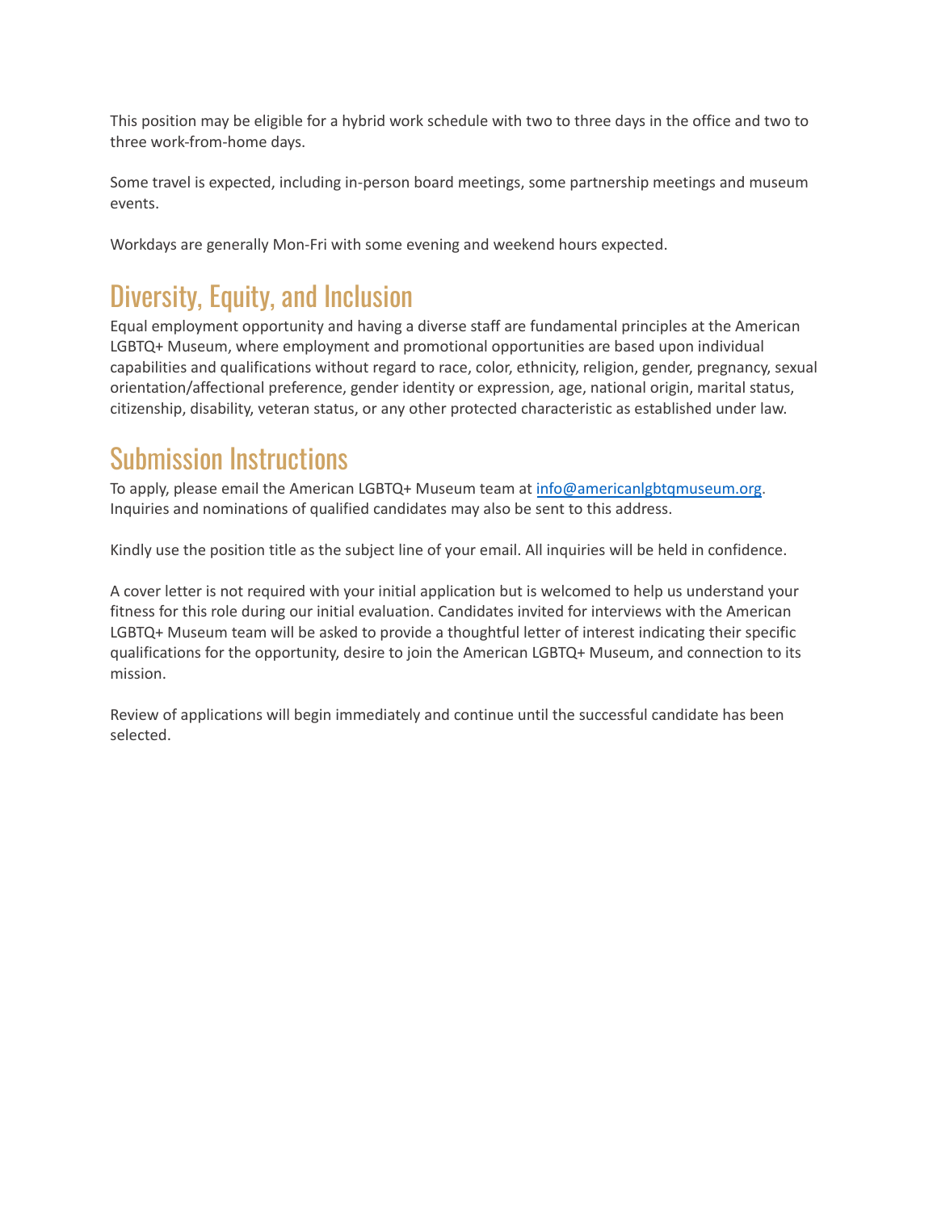This position may be eligible for a hybrid work schedule with two to three days in the office and two to three work-from-home days.

Some travel is expected, including in-person board meetings, some partnership meetings and museum events.

Workdays are generally Mon-Fri with some evening and weekend hours expected.

## Diversity, Equity, and Inclusion

Equal employment opportunity and having a diverse staff are fundamental principles at the American LGBTQ+ Museum, where employment and promotional opportunities are based upon individual capabilities and qualifications without regard to race, color, ethnicity, religion, gender, pregnancy, sexual orientation/affectional preference, gender identity or expression, age, national origin, marital status, citizenship, disability, veteran status, or any other protected characteristic as established under law.

## Submission Instructions

To apply, please email the American LGBTQ+ Museum team at [info@americanlgbtqmuseum.org](mailto:info@americanlgbtqmuseum.org). Inquiries and nominations of qualified candidates may also be sent to this address.

Kindly use the position title as the subject line of your email. All inquiries will be held in confidence.

A cover letter is not required with your initial application but is welcomed to help us understand your fitness for this role during our initial evaluation. Candidates invited for interviews with the American LGBTQ+ Museum team will be asked to provide a thoughtful letter of interest indicating their specific qualifications for the opportunity, desire to join the American LGBTQ+ Museum, and connection to its mission.

Review of applications will begin immediately and continue until the successful candidate has been selected.